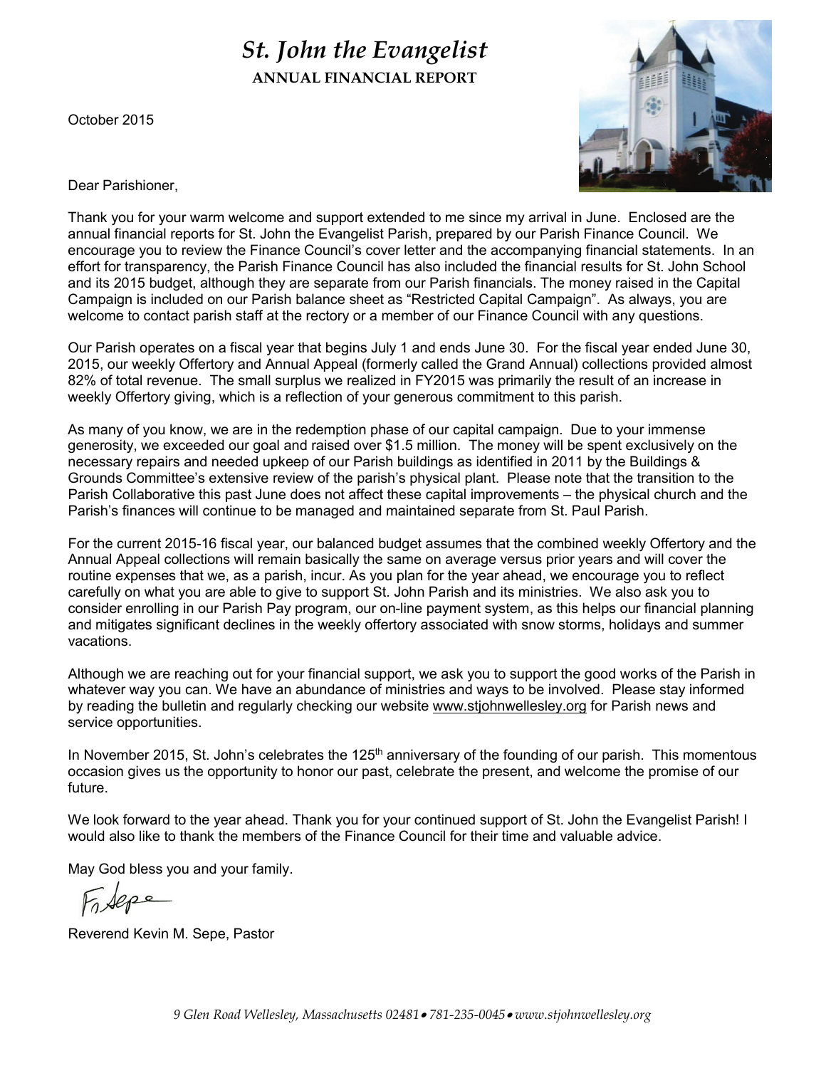# *St. John the Evangelist*

**ANNUAL FINANCIAL REPORT**

October 2015

Dear Parishioner,

Thank you for your warm welcome and support extended to me since my arrival in June. Enclosed are the annual financial reports for St. John the Evangelist Parish, prepared by our Parish Finance Council. We encourage you to review the Finance Council's cover letter and the accompanying financial statements. In an effort for transparency, the Parish Finance Council has also included the financial results for St. John School and its 2015 budget, although they are separate from our Parish financials. The money raised in the Capital Campaign is included on our Parish balance sheet as "Restricted Capital Campaign". As always, you are welcome to contact parish staff at the rectory or a member of our Finance Council with any questions.

Our Parish operates on a fiscal year that begins July 1 and ends June 30. For the fiscal year ended June 30, 2015, our weekly Offertory and Annual Appeal (formerly called the Grand Annual) collections provided almost 82% of total revenue. The small surplus we realized in FY2015 was primarily the result of an increase in weekly Offertory giving, which is a reflection of your generous commitment to this parish.

As many of you know, we are in the redemption phase of our capital campaign. Due to your immense generosity, we exceeded our goal and raised over $1.5 million. The money will be spent exclusively on the necessary repairs and needed upkeep of our Parish buildings as identified in 2011 by the Buildings & Grounds Committee's extensive review of the parish's physical plant. Please note that the transition to the Parish Collaborative this past June does not affect these capital improvements – the physical church and the Parish's finances will continue to be managed and maintained separate from St. Paul Parish.

For the current 2015-16 fiscal year, our balanced budget assumes that the combined weekly Offertory and the Annual Appeal collections will remain basically the same on average versus prior years and will cover the routine expenses that we, as a parish, incur. As you plan for the year ahead, we encourage you to reflect carefully on what you are able to give to support St. John Parish and its ministries. We also ask you to consider enrolling in our Parish Pay program, our on-line payment system, as this helps our financial planning and mitigates significant declines in the weekly offertory associated with snow storms, holidays and summer vacations.

Although we are reaching out for your financial support, we ask you to support the good works of the Parish in whatever way you can. We have an abundance of ministries and ways to be involved. Please stay informed by reading the bulletin and regularly checking our website www.stjohnwellesley.org for Parish news and service opportunities.

In November 2015, St. John's celebrates the 125th anniversary of the founding of our parish. This momentous occasion gives us the opportunity to honor our past, celebrate the present, and welcome the promise of our future.

We look forward to the year ahead. Thank you for your continued support of St. John the Evangelist Parish! I would also like to thank the members of the Finance Council for their time and valuable advice.

May God bless you and your family.

Fr. Sepe

Reverend Kevin M. Sepe, Pastor

*9 Glen Road Wellesley, Massachusetts 02481 • 781-235-0045 • www.stjohnwellesley.org*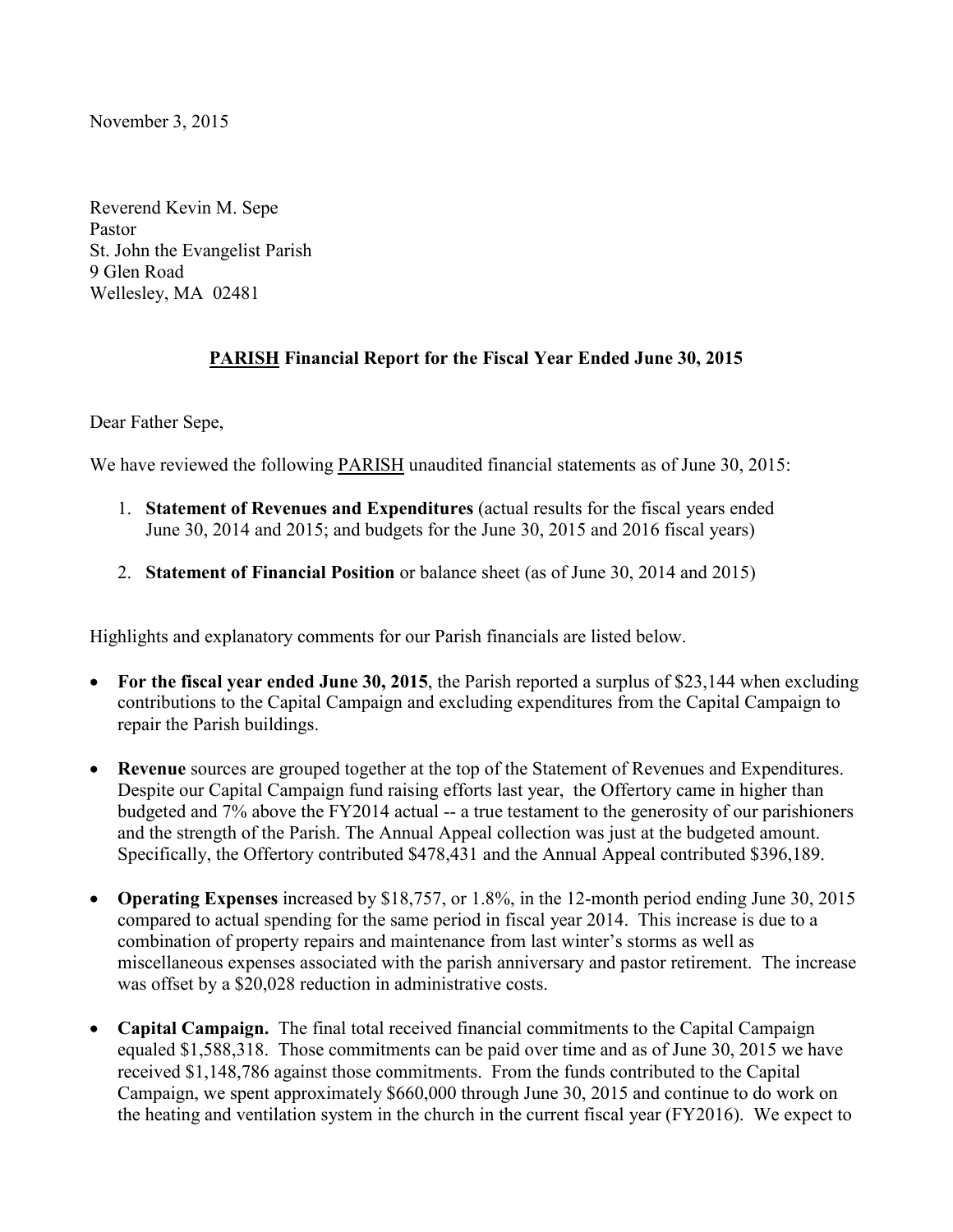November 3, 2015

Reverend Kevin M. Sepe
Pastor
St. John the Evangelist Parish
9 Glen Road
Wellesley, MA 02481

## PARISH Financial Report for the Fiscal Year Ended June 30, 2015

Dear Father Sepe,

We have reviewed the following PARISH unaudited financial statements as of June 30, 2015:

1. **Statement of Revenues and Expenditures** (actual results for the fiscal years ended June 30, 2014 and 2015; and budgets for the June 30, 2015 and 2016 fiscal years)

2. **Statement of Financial Position** or balance sheet (as of June 30, 2014 and 2015)

Highlights and explanatory comments for our Parish financials are listed below.

- **For the fiscal year ended June 30, 2015**, the Parish reported a surplus of $23,144 when excluding contributions to the Capital Campaign and excluding expenditures from the Capital Campaign to repair the Parish buildings.

- **Revenue** sources are grouped together at the top of the Statement of Revenues and Expenditures. Despite our Capital Campaign fund raising efforts last year, the Offertory came in higher than budgeted and 7% above the FY2014 actual -- a true testament to the generosity of our parishioners and the strength of the Parish. The Annual Appeal collection was just at the budgeted amount. Specifically, the Offertory contributed $478,431 and the Annual Appeal contributed $396,189.

- **Operating Expenses** increased by $18,757, or 1.8%, in the 12-month period ending June 30, 2015 compared to actual spending for the same period in fiscal year 2014. This increase is due to a combination of property repairs and maintenance from last winter's storms as well as miscellaneous expenses associated with the parish anniversary and pastor retirement. The increase was offset by a $20,028 reduction in administrative costs.

- **Capital Campaign.** The final total received financial commitments to the Capital Campaign equaled $1,588,318. Those commitments can be paid over time and as of June 30, 2015 we have received $1,148,786 against those commitments. From the funds contributed to the Capital Campaign, we spent approximately $660,000 through June 30, 2015 and continue to do work on the heating and ventilation system in the church in the current fiscal year (FY2016). We expect to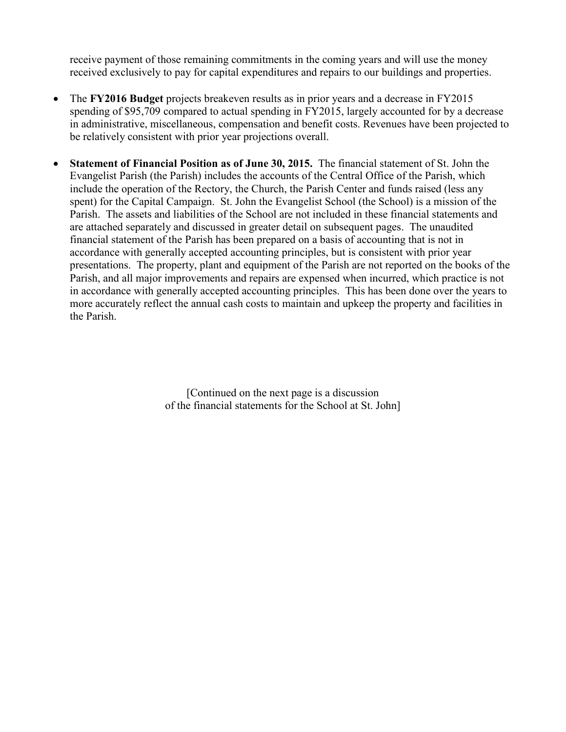receive payment of those remaining commitments in the coming years and will use the money received exclusively to pay for capital expenditures and repairs to our buildings and properties.

- The **FY2016 Budget** projects breakeven results as in prior years and a decrease in FY2015 spending of $95,709 compared to actual spending in FY2015, largely accounted for by a decrease in administrative, miscellaneous, compensation and benefit costs. Revenues have been projected to be relatively consistent with prior year projections overall.

- **Statement of Financial Position as of June 30, 2015.** The financial statement of St. John the Evangelist Parish (the Parish) includes the accounts of the Central Office of the Parish, which include the operation of the Rectory, the Church, the Parish Center and funds raised (less any spent) for the Capital Campaign. St. John the Evangelist School (the School) is a mission of the Parish. The assets and liabilities of the School are not included in these financial statements and are attached separately and discussed in greater detail on subsequent pages. The unaudited financial statement of the Parish has been prepared on a basis of accounting that is not in accordance with generally accepted accounting principles, but is consistent with prior year presentations. The property, plant and equipment of the Parish are not reported on the books of the Parish, and all major improvements and repairs are expensed when incurred, which practice is not in accordance with generally accepted accounting principles. This has been done over the years to more accurately reflect the annual cash costs to maintain and upkeep the property and facilities in the Parish.

[Continued on the next page is a discussion of the financial statements for the School at St. John]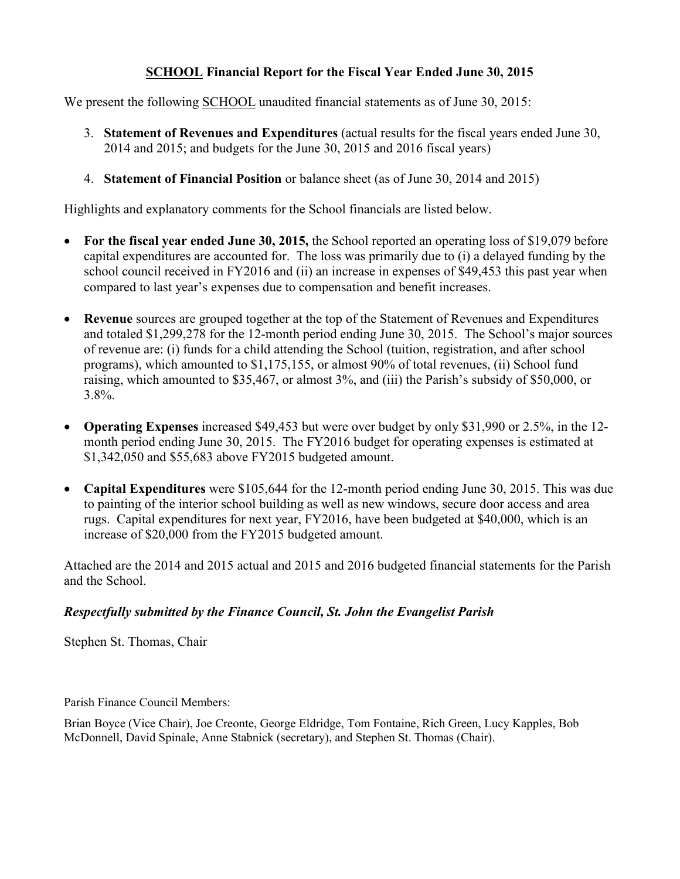# <u>SCHOOL</u> Financial Report for the Fiscal Year Ended June 30, 2015

We present the following <u>SCHOOL</u> unaudited financial statements as of June 30, 2015:

3. **Statement of Revenues and Expenditures** (actual results for the fiscal years ended June 30, 2014 and 2015; and budgets for the June 30, 2015 and 2016 fiscal years)

4. **Statement of Financial Position** or balance sheet (as of June 30, 2014 and 2015)

Highlights and explanatory comments for the School financials are listed below.

- **For the fiscal year ended June 30, 2015,** the School reported an operating loss of $19,079 before capital expenditures are accounted for. The loss was primarily due to (i) a delayed funding by the school council received in FY2016 and (ii) an increase in expenses of $49,453 this past year when compared to last year's expenses due to compensation and benefit increases.

- **Revenue** sources are grouped together at the top of the Statement of Revenues and Expenditures and totaled $1,299,278 for the 12-month period ending June 30, 2015. The School's major sources of revenue are: (i) funds for a child attending the School (tuition, registration, and after school programs), which amounted to $1,175,155, or almost 90% of total revenues, (ii) School fund raising, which amounted to $35,467, or almost 3%, and (iii) the Parish's subsidy of $50,000, or 3.8%.

- **Operating Expenses** increased $49,453 but were over budget by only $31,990 or 2.5%, in the 12-month period ending June 30, 2015. The FY2016 budget for operating expenses is estimated at $1,342,050 and $55,683 above FY2015 budgeted amount.

- **Capital Expenditures** were $105,644 for the 12-month period ending June 30, 2015. This was due to painting of the interior school building as well as new windows, secure door access and area rugs. Capital expenditures for next year, FY2016, have been budgeted at $40,000, which is an increase of $20,000 from the FY2015 budgeted amount.

Attached are the 2014 and 2015 actual and 2015 and 2016 budgeted financial statements for the Parish and the School.

***Respectfully submitted by the Finance Council, St. John the Evangelist Parish***

Stephen St. Thomas, Chair

Parish Finance Council Members:

Brian Boyce (Vice Chair), Joe Creonte, George Eldridge, Tom Fontaine, Rich Green, Lucy Kapples, Bob McDonnell, David Spinale, Anne Stabnick (secretary), and Stephen St. Thomas (Chair).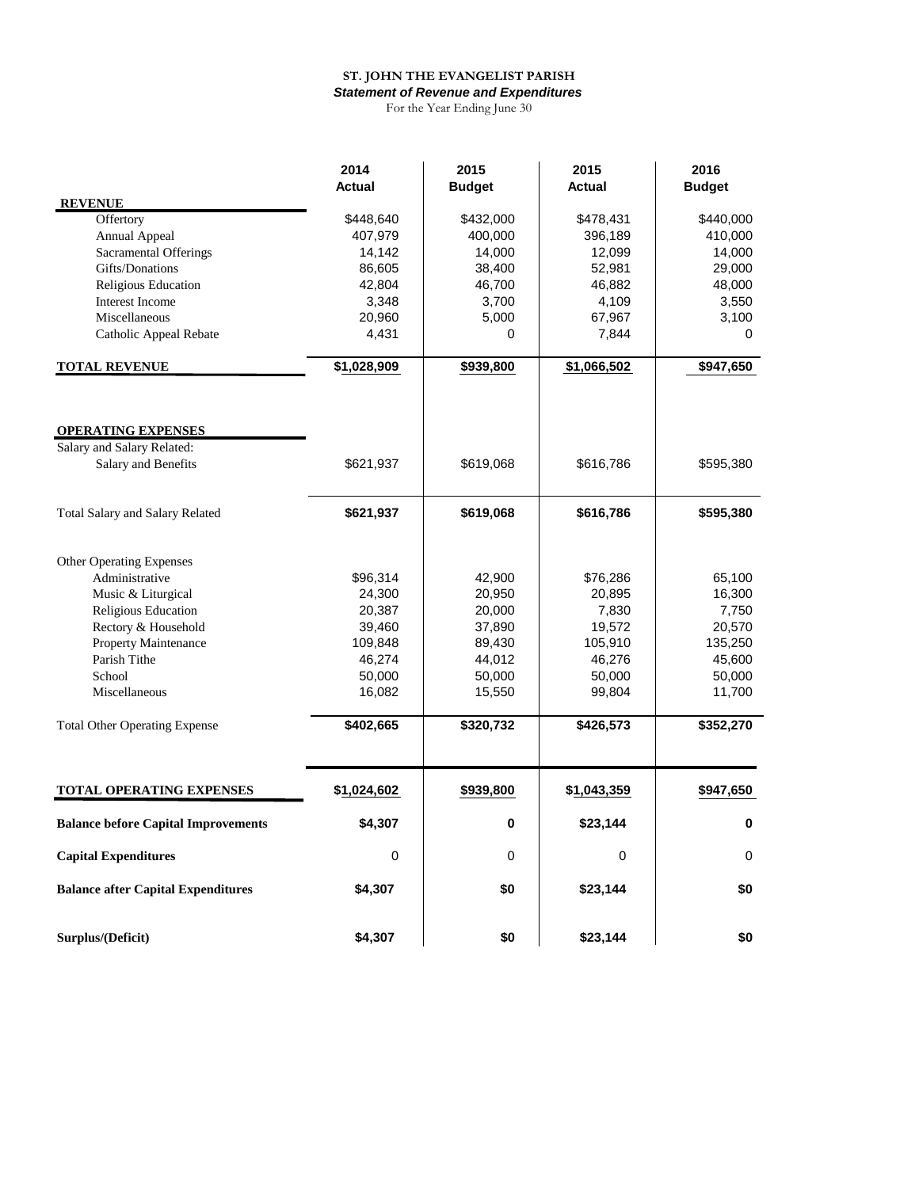**ST. JOHN THE EVANGELIST PARISH**

***Statement of Revenue and Expenditures***

For the Year Ending June 30

| | 2014 Actual | 2015 Budget | 2015 Actual | 2016 Budget |
|---|---|---|---|---|
| **REVENUE** | | | | |
| Offertory | $448,640 | $432,000 | $478,431 | $440,000 |
| Annual Appeal | 407,979 | 400,000 | 396,189 | 410,000 |
| Sacramental Offerings | 14,142 | 14,000 | 12,099 | 14,000 |
| Gifts/Donations | 86,605 | 38,400 | 52,981 | 29,000 |
| Religious Education | 42,804 | 46,700 | 46,882 | 48,000 |
| Interest Income | 3,348 | 3,700 | 4,109 | 3,550 |
| Miscellaneous | 20,960 | 5,000 | 67,967 | 3,100 |
| Catholic Appeal Rebate | 4,431 | 0 | 7,844 | 0 |
| **TOTAL REVENUE** | **$1,028,909** | **$939,800** | **$1,066,502** | **$947,650** |
| **OPERATING EXPENSES** | | | | |
| Salary and Salary Related: | | | | |
| Salary and Benefits | $621,937 | $619,068 | $616,786 | $595,380 |
| Total Salary and Salary Related | **$621,937** | **$619,068** | **$616,786** | **$595,380** |
| Other Operating Expenses | | | | |
| Administrative | $96,314 | 42,900 | $76,286 | 65,100 |
| Music & Liturgical | 24,300 | 20,950 | 20,895 | 16,300 |
| Religious Education | 20,387 | 20,000 | 7,830 | 7,750 |
| Rectory & Household | 39,460 | 37,890 | 19,572 | 20,570 |
| Property Maintenance | 109,848 | 89,430 | 105,910 | 135,250 |
| Parish Tithe | 46,274 | 44,012 | 46,276 | 45,600 |
| School | 50,000 | 50,000 | 50,000 | 50,000 |
| Miscellaneous | 16,082 | 15,550 | 99,804 | 11,700 |
| Total Other Operating Expense | **$402,665** | **$320,732** | **$426,573** | **$352,270** |
| **TOTAL OPERATING EXPENSES** | **$1,024,602** | **$939,800** | **$1,043,359** | **$947,650** |
| **Balance before Capital Improvements** | **$4,307** | **0** | **$23,144** | **0** |
| **Capital Expenditures** | 0 | 0 | 0 | 0 |
| **Balance after Capital Expenditures** | **$4,307** | **$0** | **$23,144** | **$0** |
| **Surplus/(Deficit)** | **$4,307** | **$0** | **$23,144** | **$0** |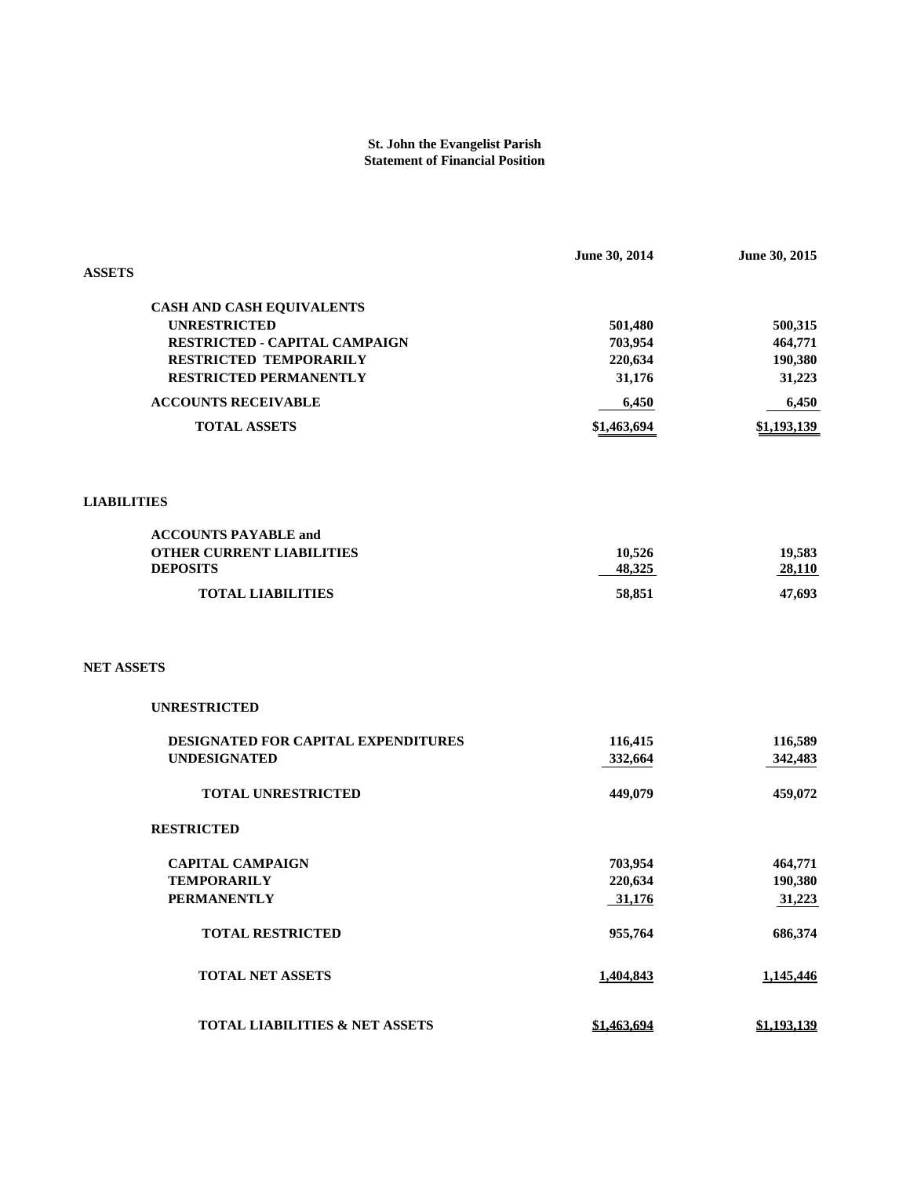**St. John the Evangelist Parish**
**Statement of Financial Position**

| | June 30, 2014 | June 30, 2015 |
|---|---|---|
| **ASSETS** | | |
| **CASH AND CASH EQUIVALENTS** | | |
| UNRESTRICTED | 501,480 | 500,315 |
| RESTRICTED - CAPITAL CAMPAIGN | 703,954 | 464,771 |
| RESTRICTED TEMPORARILY | 220,634 | 190,380 |
| RESTRICTED PERMANENTLY | 31,176 | 31,223 |
| **ACCOUNTS RECEIVABLE** | 6,450 | 6,450 |
| **TOTAL ASSETS** | $1,463,694 | $1,193,139 |
| **LIABILITIES** | | |
| ACCOUNTS PAYABLE and OTHER CURRENT LIABILITIES | 10,526 | 19,583 |
| DEPOSITS | 48,325 | 28,110 |
| **TOTAL LIABILITIES** | 58,851 | 47,693 |
| **NET ASSETS** | | |
| **UNRESTRICTED** | | |
| DESIGNATED FOR CAPITAL EXPENDITURES | 116,415 | 116,589 |
| UNDESIGNATED | 332,664 | 342,483 |
| **TOTAL UNRESTRICTED** | 449,079 | 459,072 |
| **RESTRICTED** | | |
| CAPITAL CAMPAIGN | 703,954 | 464,771 |
| TEMPORARILY | 220,634 | 190,380 |
| PERMANENTLY | 31,176 | 31,223 |
| **TOTAL RESTRICTED** | 955,764 | 686,374 |
| **TOTAL NET ASSETS** | 1,404,843 | 1,145,446 |
| **TOTAL LIABILITIES & NET ASSETS** | $1,463,694 | $1,193,139 |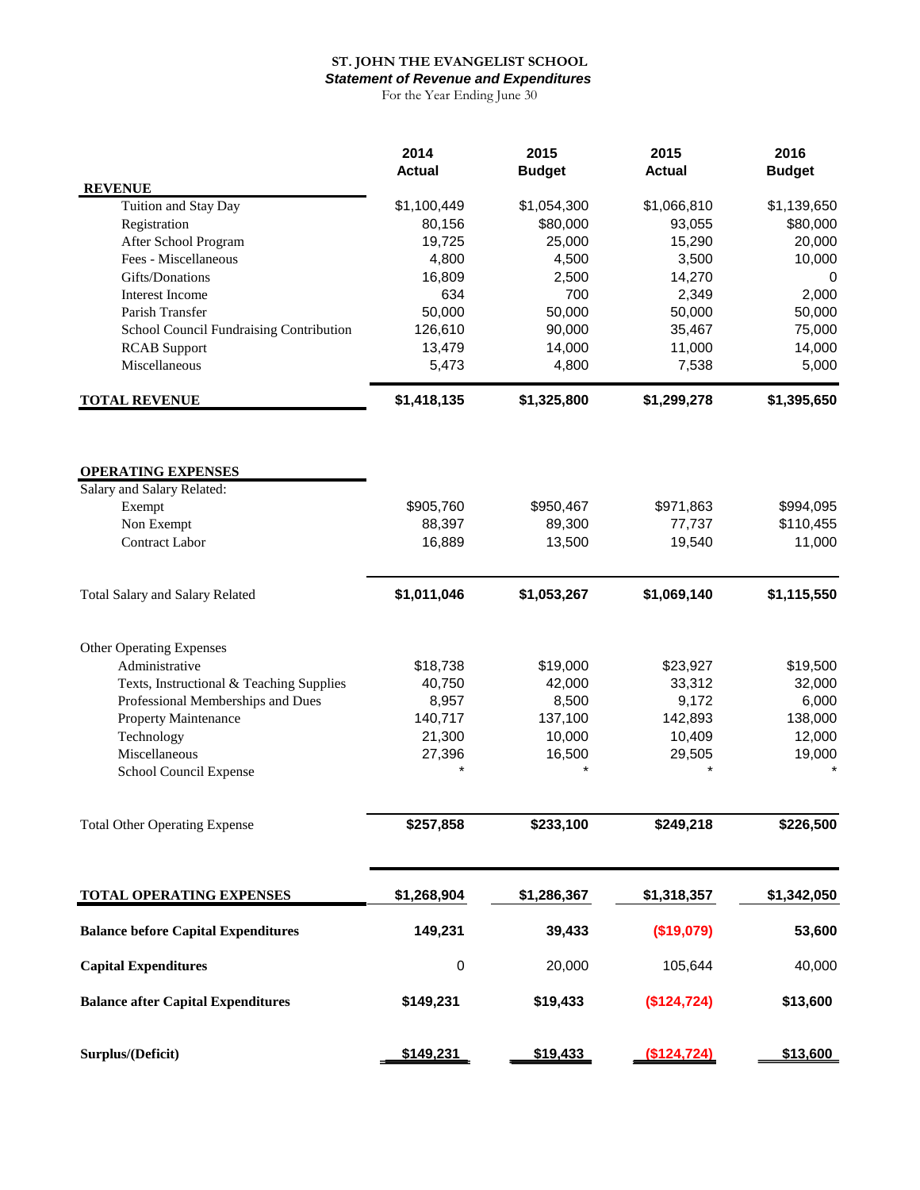**ST. JOHN THE EVANGELIST SCHOOL**

***Statement of Revenue and Expenditures***

For the Year Ending June 30

| | 2014 Actual | 2015 Budget | 2015 Actual | 2016 Budget |
|---|---|---|---|---|
| **REVENUE** | | | | |
| Tuition and Stay Day | $1,100,449 | $1,054,300 | $1,066,810 | $1,139,650 |
| Registration | 80,156 | $80,000 | 93,055 | $80,000 |
| After School Program | 19,725 | 25,000 | 15,290 | 20,000 |
| Fees - Miscellaneous | 4,800 | 4,500 | 3,500 | 10,000 |
| Gifts/Donations | 16,809 | 2,500 | 14,270 | 0 |
| Interest Income | 634 | 700 | 2,349 | 2,000 |
| Parish Transfer | 50,000 | 50,000 | 50,000 | 50,000 |
| School Council Fundraising Contribution | 126,610 | 90,000 | 35,467 | 75,000 |
| RCAB Support | 13,479 | 14,000 | 11,000 | 14,000 |
| Miscellaneous | 5,473 | 4,800 | 7,538 | 5,000 |
| **TOTAL REVENUE** | **$1,418,135** | **$1,325,800** | **$1,299,278** | **$1,395,650** |
| | | | | |
| **OPERATING EXPENSES** | | | | |
| Salary and Salary Related: | | | | |
| Exempt | $905,760 | $950,467 | $971,863 | $994,095 |
| Non Exempt | 88,397 | 89,300 | 77,737 | $110,455 |
| Contract Labor | 16,889 | 13,500 | 19,540 | 11,000 |
| Total Salary and Salary Related | **$1,011,046** | **$1,053,267** | **$1,069,140** | **$1,115,550** |
| | | | | |
| Other Operating Expenses | | | | |
| Administrative | $18,738 | $19,000 | $23,927 | $19,500 |
| Texts, Instructional & Teaching Supplies | 40,750 | 42,000 | 33,312 | 32,000 |
| Professional Memberships and Dues | 8,957 | 8,500 | 9,172 | 6,000 |
| Property Maintenance | 140,717 | 137,100 | 142,893 | 138,000 |
| Technology | 21,300 | 10,000 | 10,409 | 12,000 |
| Miscellaneous | 27,396 | 16,500 | 29,505 | 19,000 |
| School Council Expense | * | * | * | * |
| Total Other Operating Expense | **$257,858** | **$233,100** | **$249,218** | **$226,500** |
| | | | | |
| **TOTAL OPERATING EXPENSES** | **$1,268,904** | **$1,286,367** | **$1,318,357** | **$1,342,050** |
| **Balance before Capital Expenditures** | **149,231** | **39,433** | **($19,079)** | **53,600** |
| **Capital Expenditures** | 0 | 20,000 | 105,644 | 40,000 |
| **Balance after Capital Expenditures** | **$149,231** | **$19,433** | **($124,724)** | **$13,600** |
| | | | | |
| **Surplus/(Deficit)** | **$149,231** | **$19,433** | **($124,724)** | **$13,600** |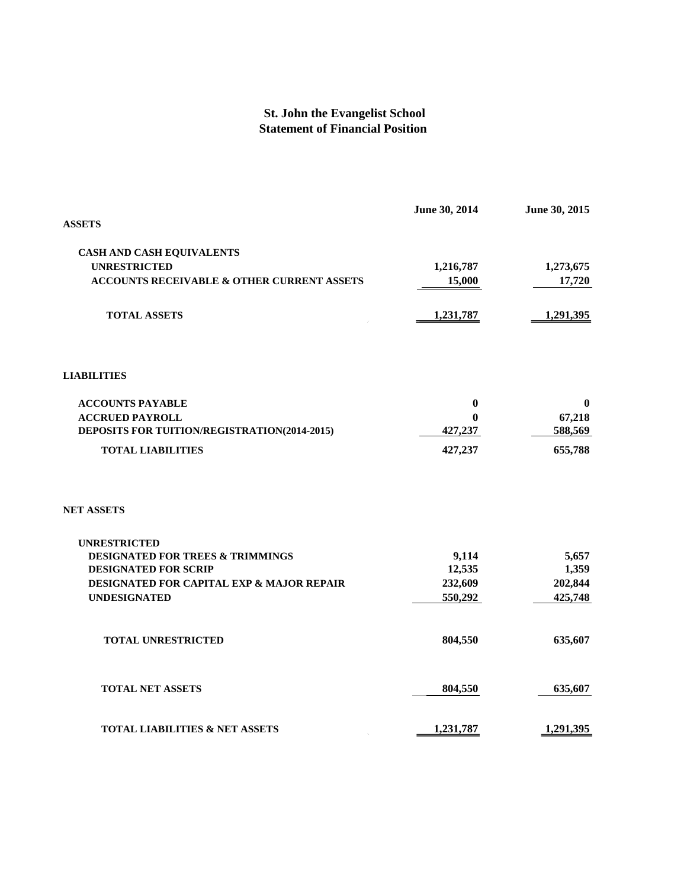# St. John the Evangelist School
## Statement of Financial Position

| | June 30, 2014 | June 30, 2015 |
|---|---|---|
| **ASSETS** | | |
| **CASH AND CASH EQUIVALENTS** | | |
| **UNRESTRICTED** | 1,216,787 | 1,273,675 |
| **ACCOUNTS RECEIVABLE & OTHER CURRENT ASSETS** | 15,000 | 17,720 |
| **TOTAL ASSETS** | 1,231,787 | 1,291,395 |
| **LIABILITIES** | | |
| **ACCOUNTS PAYABLE** | 0 | 0 |
| **ACCRUED PAYROLL** | 0 | 67,218 |
| **DEPOSITS FOR TUITION/REGISTRATION(2014-2015)** | 427,237 | 588,569 |
| **TOTAL LIABILITIES** | 427,237 | 655,788 |
| **NET ASSETS** | | |
| **UNRESTRICTED** | | |
| **DESIGNATED FOR TREES & TRIMMINGS** | 9,114 | 5,657 |
| **DESIGNATED FOR SCRIP** | 12,535 | 1,359 |
| **DESIGNATED FOR CAPITAL EXP & MAJOR REPAIR** | 232,609 | 202,844 |
| **UNDESIGNATED** | 550,292 | 425,748 |
| **TOTAL UNRESTRICTED** | 804,550 | 635,607 |
| **TOTAL NET ASSETS** | 804,550 | 635,607 |
| **TOTAL LIABILITIES & NET ASSETS** | 1,231,787 | 1,291,395 |